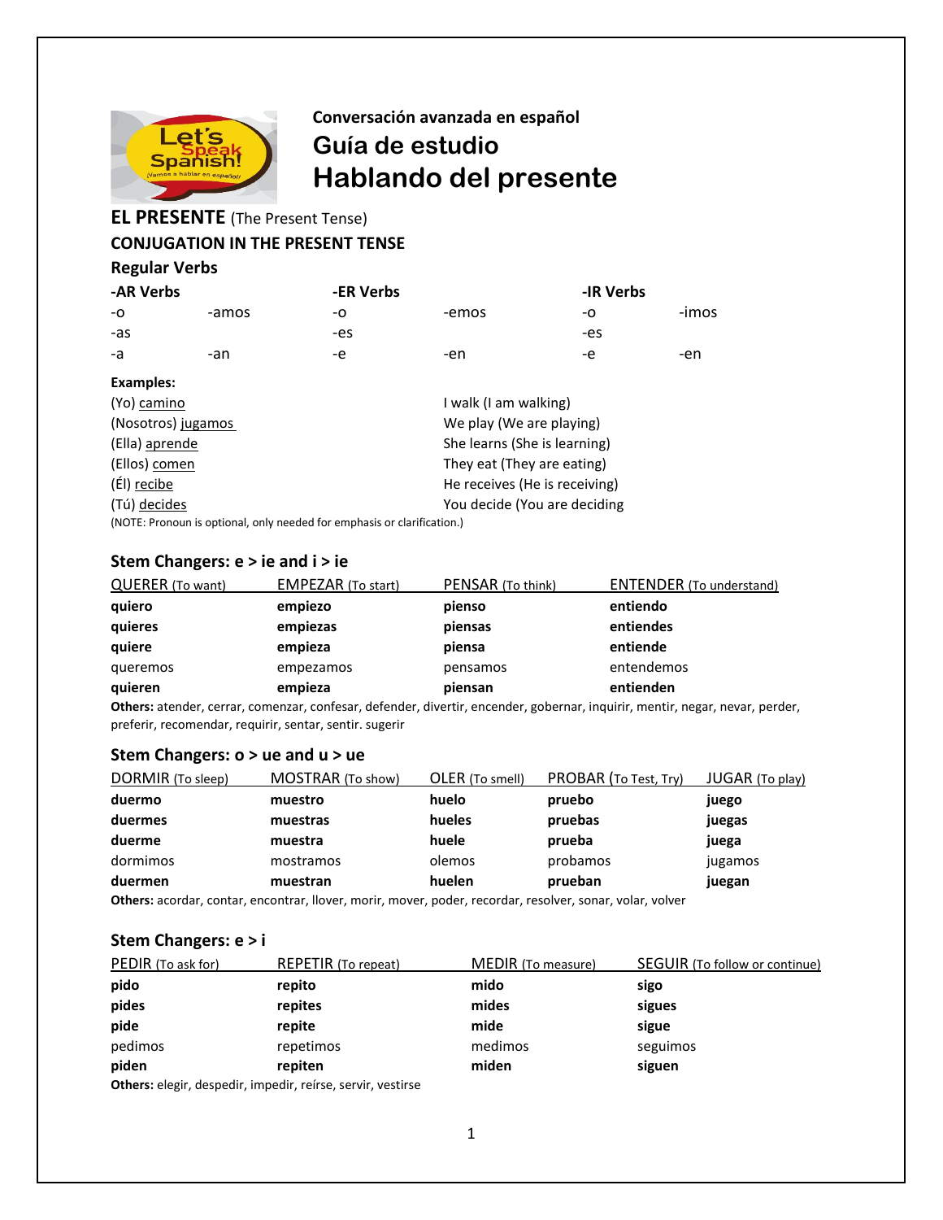**Conversación avanzada en español**

# Guía de estudio

# Hablando del presente

## EL PRESENTE (The Present Tense)

### CONJUGATION IN THE PRESENT TENSE

### Regular Verbs

| -AR Verbs | | -ER Verbs | | -IR Verbs | |
|---|---|---|---|---|---|
| -o | -amos | -o | -emos | -o | -imos |
| -as | | -es | | -es | |
| -a | -an | -e | -en | -e | -en |

**Examples:**

| | |
|---|---|
| (Yo) camino | I walk (I am walking) |
| (Nosotros) jugamos | We play (We are playing) |
| (Ella) aprende | She learns (She is learning) |
| (Ellos) comen | They eat (They are eating) |
| (Él) recibe | He receives (He is receiving) |
| (Tú) decides | You decide (You are deciding |

(NOTE: Pronoun is optional, only needed for emphasis or clarification.)

### Stem Changers: e > ie and i > ie

| QUERER (To want) | EMPEZAR (To start) | PENSAR (To think) | ENTENDER (To understand) |
|---|---|---|---|
| **quiero** | **empiezo** | **pienso** | **entiendo** |
| **quieres** | **empiezas** | **piensas** | **entiendes** |
| **quiere** | **empieza** | **piensa** | **entiende** |
| queremos | empezamos | pensamos | entendemos |
| **quieren** | **empieza** | **piensan** | **entienden** |

**Others:** atender, cerrar, comenzar, confesar, defender, divertir, encender, gobernar, inquirir, mentir, negar, nevar, perder, preferir, recomendar, requirir, sentar, sentir. sugerir

### Stem Changers: o > ue and u > ue

| DORMIR (To sleep) | MOSTRAR (To show) | OLER (To smell) | PROBAR (To Test, Try) | JUGAR (To play) |
|---|---|---|---|---|
| **duermo** | **muestro** | **huelo** | **pruebo** | **juego** |
| **duermes** | **muestras** | **hueles** | **pruebas** | **juegas** |
| **duerme** | **muestra** | **huele** | **prueba** | **juega** |
| dormimos | mostramos | olemos | probamos | jugamos |
| **duermen** | **muestran** | **huelen** | **prueban** | **juegan** |

**Others:** acordar, contar, encontrar, llover, morir, mover, poder, recordar, resolver, sonar, volar, volver

### Stem Changers: e > i

| PEDIR (To ask for) | REPETIR (To repeat) | MEDIR (To measure) | SEGUIR (To follow or continue) |
|---|---|---|---|
| **pido** | **repito** | **mido** | **sigo** |
| **pides** | **repites** | **mides** | **sigues** |
| **pide** | **repite** | **mide** | **sigue** |
| pedimos | repetimos | medimos | seguimos |
| **piden** | **repiten** | **miden** | **siguen** |

**Others:** elegir, despedir, impedir, reírse, servir, vestirse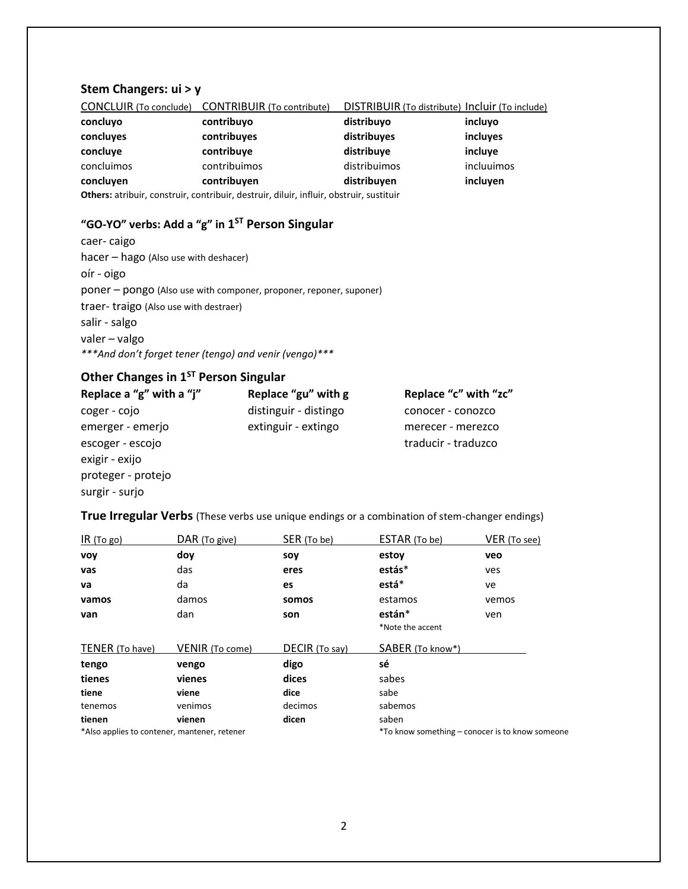### Stem Changers: ui > y

| CONCLUIR (To conclude) | CONTRIBUIR (To contribute) | DISTRIBUIR (To distribute) | Incluir (To include) |
|---|---|---|---|
| **concluyo** | **contribuyo** | **distribuyo** | **incluyo** |
| **concluyes** | **contribuyes** | **distribuyes** | **incluyes** |
| **concluye** | **contribuye** | **distribuye** | **incluye** |
| concluimos | contribuimos | distribuimos | incluuimos |
| **concluyen** | **contribuyen** | **distribuyen** | **incluyen** |

**Others:** atribuir, construir, contribuir, destruir, diluir, influir, obstruir, sustituir

### "GO-YO" verbs: Add a "g" in 1ST Person Singular

caer- caigo
hacer – hago (Also use with deshacer)
oír - oigo
poner – pongo (Also use with componer, proponer, reponer, suponer)
traer- traigo (Also use with destraer)
salir - salgo
valer – valgo
****And don't forget tener (tengo) and venir (vengo)****

### Other Changes in 1ST Person Singular

| **Replace a "g" with a "j"** | **Replace "gu" with g** | **Replace "c" with "zc"** |
|---|---|---|
| coger - cojo | distinguir - distingo | conocer - conozco |
| emerger - emerjo | extinguir - extingo | merecer - merezco |
| escoger - escojo | | traducir - traduzco |
| exigir - exijo | | |
| proteger - protejo | | |
| surgir - surjo | | |

### True Irregular Verbs (These verbs use unique endings or a combination of stem-changer endings)

| IR (To go) | DAR (To give) | SER (To be) | ESTAR (To be) | VER (To see) |
|---|---|---|---|---|
| **voy** | **doy** | **soy** | **estoy** | **veo** |
| **vas** | das | **eres** | **estás*** | ves |
| **va** | da | **es** | **está*** | ve |
| **vamos** | damos | **somos** | estamos | vemos |
| **van** | dan | **son** | **están*** | ven |
| | | | *Note the accent | |

| TENER (To have) | VENIR (To come) | DECIR (To say) | SABER (To know*) |
|---|---|---|---|
| **tengo** | **vengo** | **digo** | **sé** |
| **tienes** | **vienes** | **dices** | sabes |
| **tiene** | **viene** | **dice** | sabe |
| tenemos | venimos | decimos | sabemos |
| **tienen** | **vienen** | **dicen** | saben |

*Also applies to contener, mantener, retener

*To know something – conocer is to know someone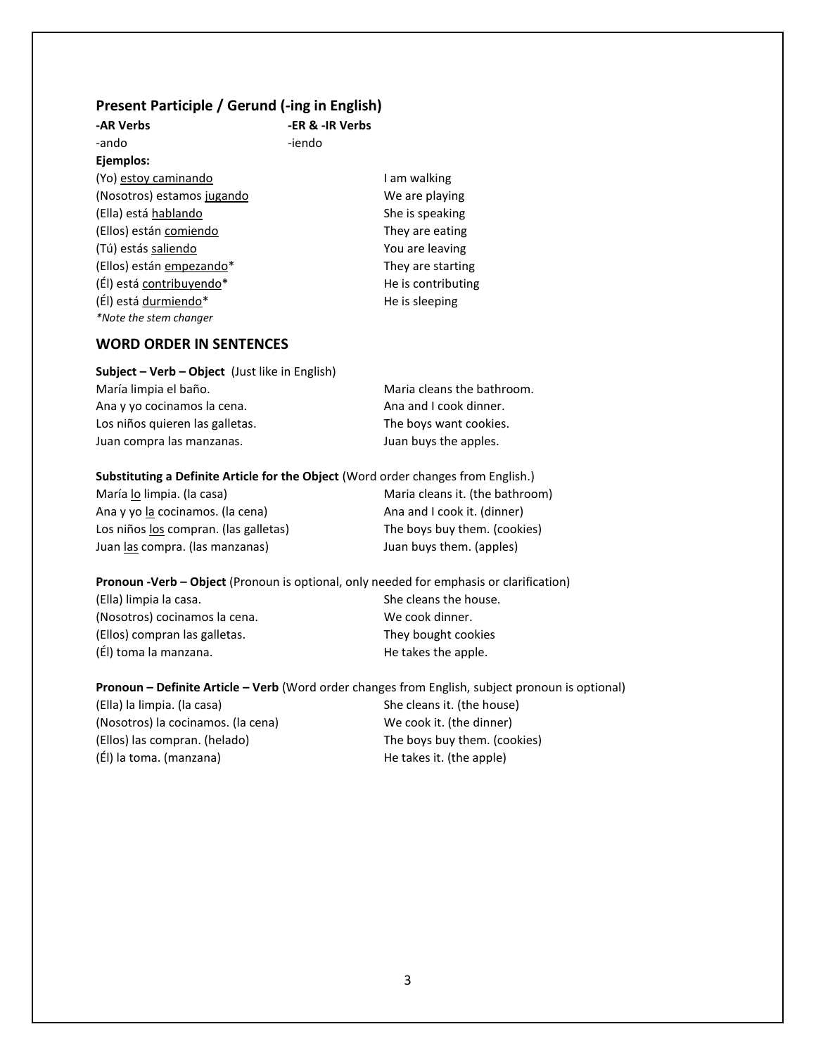## Present Participle / Gerund (-ing in English)

| -AR Verbs | -ER & -IR Verbs |
|---|---|
| -ando | -iendo |

**Ejemplos:**

| | |
|---|---|
| (Yo) <u>estoy caminando</u> | I am walking |
| (Nosotros) estamos <u>jugando</u> | We are playing |
| (Ella) está <u>hablando</u> | She is speaking |
| (Ellos) están <u>comiendo</u> | They are eating |
| (Tú) estás <u>saliendo</u> | You are leaving |
| (Ellos) están <u>empezando</u>* | They are starting |
| (Él) está <u>contribuyendo</u>* | He is contributing |
| (Él) está <u>durmiendo</u>* | He is sleeping |

*\*Note the stem changer*

## WORD ORDER IN SENTENCES

**Subject – Verb – Object** (Just like in English)

| | |
|---|---|
| María limpia el baño. | Maria cleans the bathroom. |
| Ana y yo cocinamos la cena. | Ana and I cook dinner. |
| Los niños quieren las galletas. | The boys want cookies. |
| Juan compra las manzanas. | Juan buys the apples. |

**Substituting a Definite Article for the Object** (Word order changes from English.)

| | |
|---|---|
| María <u>lo</u> limpia. (la casa) | Maria cleans it. (the bathroom) |
| Ana y yo <u>la</u> cocinamos. (la cena) | Ana and I cook it. (dinner) |
| Los niños <u>los</u> compran. (las galletas) | The boys buy them. (cookies) |
| Juan <u>las</u> compra. (las manzanas) | Juan buys them. (apples) |

**Pronoun -Verb – Object** (Pronoun is optional, only needed for emphasis or clarification)

| | |
|---|---|
| (Ella) limpia la casa. | She cleans the house. |
| (Nosotros) cocinamos la cena. | We cook dinner. |
| (Ellos) compran las galletas. | They bought cookies |
| (Él) toma la manzana. | He takes the apple. |

**Pronoun – Definite Article – Verb** (Word order changes from English, subject pronoun is optional)

| | |
|---|---|
| (Ella) la limpia. (la casa) | She cleans it. (the house) |
| (Nosotros) la cocinamos. (la cena) | We cook it. (the dinner) |
| (Ellos) las compran. (helado) | The boys buy them. (cookies) |
| (Él) la toma. (manzana) | He takes it. (the apple) |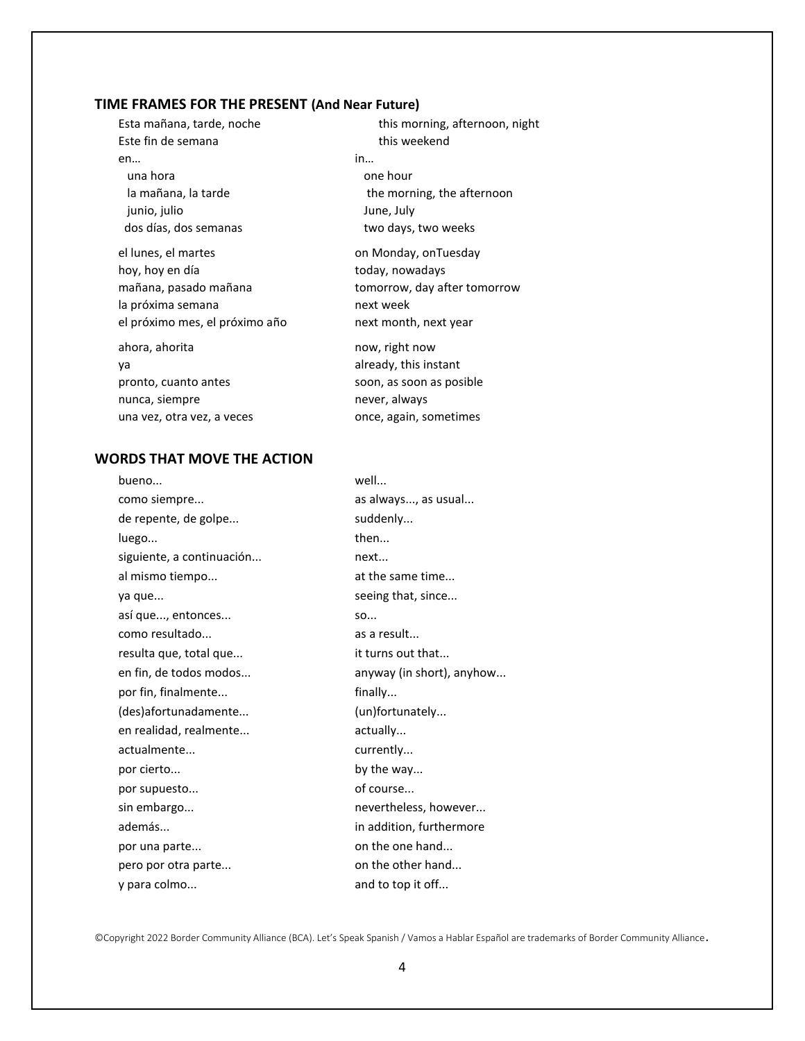## TIME FRAMES FOR THE PRESENT (And Near Future)

| | |
|---|---|
| Esta mañana, tarde, noche | this morning, afternoon, night |
| Este fin de semana | this weekend |
| en… | in… |
| una hora | one hour |
| la mañana, la tarde | the morning, the afternoon |
| junio, julio | June, July |
| dos días, dos semanas | two days, two weeks |
| el lunes, el martes | on Monday, onTuesday |
| hoy, hoy en día | today, nowadays |
| mañana, pasado mañana | tomorrow, day after tomorrow |
| la próxima semana | next week |
| el próximo mes, el próximo año | next month, next year |
| ahora, ahorita | now, right now |
| ya | already, this instant |
| pronto, cuanto antes | soon, as soon as posible |
| nunca, siempre | never, always |
| una vez, otra vez, a veces | once, again, sometimes |

## WORDS THAT MOVE THE ACTION

| | |
|---|---|
| bueno... | well... |
| como siempre... | as always..., as usual... |
| de repente, de golpe... | suddenly... |
| luego... | then... |
| siguiente, a continuación... | next... |
| al mismo tiempo... | at the same time... |
| ya que... | seeing that, since... |
| así que..., entonces... | so... |
| como resultado... | as a result... |
| resulta que, total que... | it turns out that... |
| en fin, de todos modos... | anyway (in short), anyhow... |
| por fin, finalmente... | finally... |
| (des)afortunadamente... | (un)fortunately... |
| en realidad, realmente... | actually... |
| actualmente... | currently... |
| por cierto... | by the way... |
| por supuesto... | of course... |
| sin embargo... | nevertheless, however... |
| además... | in addition, furthermore |
| por una parte... | on the one hand... |
| pero por otra parte... | on the other hand... |
| y para colmo... | and to top it off... |

©Copyright 2022 Border Community Alliance (BCA). Let's Speak Spanish / Vamos a Hablar Español are trademarks of Border Community Alliance.